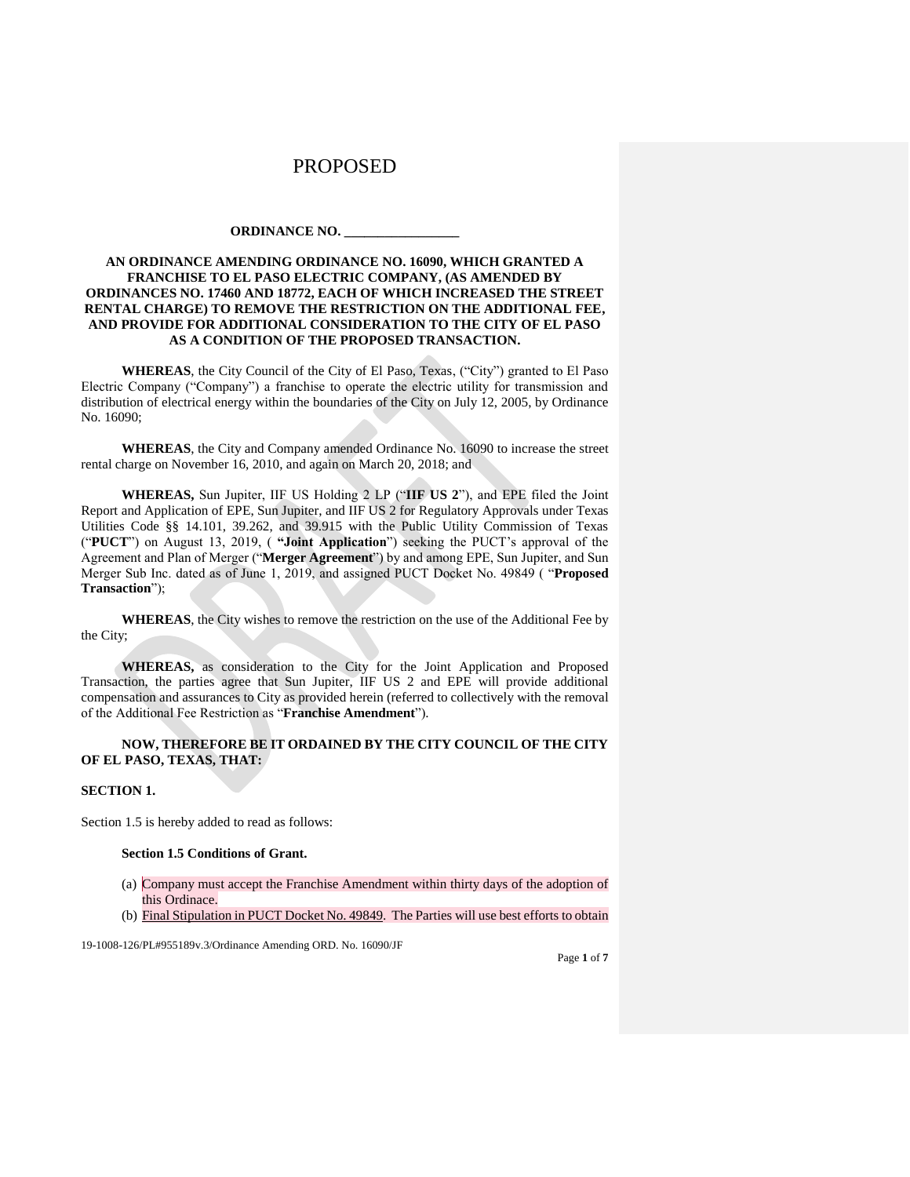PROPOSED

**ORDINANCE NO. \_\_\_\_\_\_\_\_\_\_\_\_\_\_\_\_\_**

**AN ORDINANCE AMENDING ORDINANCE NO. 16090, WHICH GRANTED A FRANCHISE TO EL PASO ELECTRIC COMPANY, (AS AMENDED BY ORDINANCES NO. 17460 AND 18772, EACH OF WHICH INCREASED THE STREET RENTAL CHARGE) TO REMOVE THE RESTRICTION ON THE ADDITIONAL FEE, AND PROVIDE FOR ADDITIONAL CONSIDERATION TO THE CITY OF EL PASO AS A CONDITION OF THE PROPOSED TRANSACTION.**

**WHEREAS**, the City Council of the City of El Paso, Texas, ("City") granted to El Paso Electric Company ("Company") a franchise to operate the electric utility for transmission and distribution of electrical energy within the boundaries of the City on July 12, 2005, by Ordinance No. 16090;

**WHEREAS**, the City and Company amended Ordinance No. 16090 to increase the street rental charge on November 16, 2010, and again on March 20, 2018; and

**WHEREAS,** Sun Jupiter, IIF US Holding 2 LP ("**IIF US 2**"), and EPE filed the Joint Report and Application of EPE, Sun Jupiter, and IIF US 2 for Regulatory Approvals under Texas Utilities Code §§ 14.101, 39.262, and 39.915 with the Public Utility Commission of Texas ("**PUCT**") on August 13, 2019, ( **"Joint Application**") seeking the PUCT's approval of the Agreement and Plan of Merger ("**Merger Agreement**") by and among EPE, Sun Jupiter, and Sun Merger Sub Inc. dated as of June 1, 2019, and assigned PUCT Docket No. 49849 ( "**Proposed Transaction**");

**WHEREAS**, the City wishes to remove the restriction on the use of the Additional Fee by the City;

**WHEREAS,** as consideration to the City for the Joint Application and Proposed Transaction, the parties agree that Sun Jupiter, IIF US 2 and EPE will provide additional compensation and assurances to City as provided herein (referred to collectively with the removal of the Additional Fee Restriction as "**Franchise Amendment**").

**NOW, THEREFORE BE IT ORDAINED BY THE CITY COUNCIL OF THE CITY OF EL PASO, TEXAS, THAT:**

**SECTION 1.**

Section 1.5 is hereby added to read as follows:

**Section 1.5 Conditions of Grant.**

(a) Company must accept the Franchise Amendment within thirty days of the adoption of this Ordinace.

(b) Final Stipulation in PUCT Docket No. 49849. The Parties will use best efforts to obtain

19-1008-126/PL#955189v.3/Ordinance Amending ORD. No. 16090/JF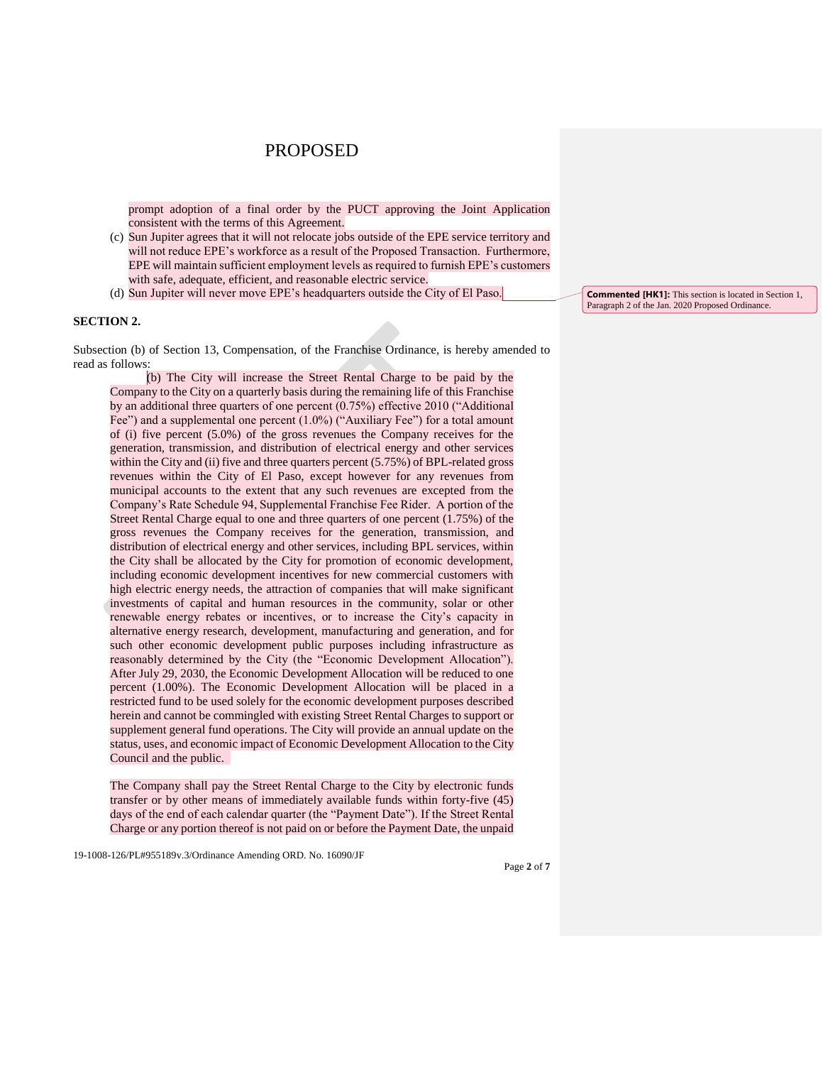PROPOSED

prompt adoption of a final order by the PUCT approving the Joint Application consistent with the terms of this Agreement.

(c) Sun Jupiter agrees that it will not relocate jobs outside of the EPE service territory and will not reduce EPE's workforce as a result of the Proposed Transaction. Furthermore, EPE will maintain sufficient employment levels as required to furnish EPE's customers with safe, adequate, efficient, and reasonable electric service.

(d) Sun Jupiter will never move EPE's headquarters outside the City of El Paso.

**Commented [HK1]:** This section is located in Section 1, Paragraph 2 of the Jan. 2020 Proposed Ordinance.

**SECTION 2.**

Subsection (b) of Section 13, Compensation, of the Franchise Ordinance, is hereby amended to read as follows:

> (b) The City will increase the Street Rental Charge to be paid by the Company to the City on a quarterly basis during the remaining life of this Franchise by an additional three quarters of one percent (0.75%) effective 2010 ("Additional Fee") and a supplemental one percent (1.0%) ("Auxiliary Fee") for a total amount of (i) five percent (5.0%) of the gross revenues the Company receives for the generation, transmission, and distribution of electrical energy and other services within the City and (ii) five and three quarters percent (5.75%) of BPL-related gross revenues within the City of El Paso, except however for any revenues from municipal accounts to the extent that any such revenues are excepted from the Company's Rate Schedule 94, Supplemental Franchise Fee Rider. A portion of the Street Rental Charge equal to one and three quarters of one percent (1.75%) of the gross revenues the Company receives for the generation, transmission, and distribution of electrical energy and other services, including BPL services, within the City shall be allocated by the City for promotion of economic development, including economic development incentives for new commercial customers with high electric energy needs, the attraction of companies that will make significant investments of capital and human resources in the community, solar or other renewable energy rebates or incentives, or to increase the City's capacity in alternative energy research, development, manufacturing and generation, and for such other economic development public purposes including infrastructure as reasonably determined by the City (the "Economic Development Allocation"). After July 29, 2030, the Economic Development Allocation will be reduced to one percent (1.00%). The Economic Development Allocation will be placed in a restricted fund to be used solely for the economic development purposes described herein and cannot be commingled with existing Street Rental Charges to support or supplement general fund operations. The City will provide an annual update on the status, uses, and economic impact of Economic Development Allocation to the City Council and the public.
>
> The Company shall pay the Street Rental Charge to the City by electronic funds transfer or by other means of immediately available funds within forty-five (45) days of the end of each calendar quarter (the "Payment Date"). If the Street Rental Charge or any portion thereof is not paid on or before the Payment Date, the unpaid

19-1008-126/PL#955189v.3/Ordinance Amending ORD. No. 16090/JF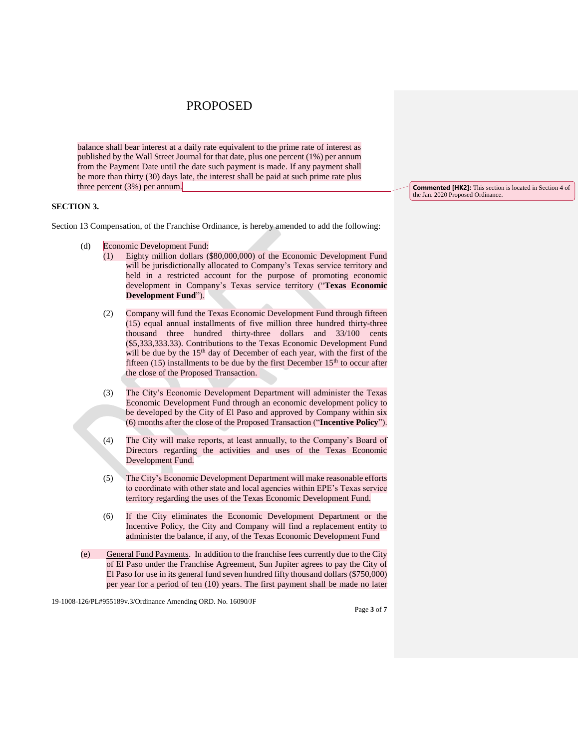PROPOSED

balance shall bear interest at a daily rate equivalent to the prime rate of interest as published by the Wall Street Journal for that date, plus one percent (1%) per annum from the Payment Date until the date such payment is made. If any payment shall be more than thirty (30) days late, the interest shall be paid at such prime rate plus three percent (3%) per annum.

**Commented [HK2]:** This section is located in Section 4 of the Jan. 2020 Proposed Ordinance.

**SECTION 3.**

Section 13 Compensation, of the Franchise Ordinance, is hereby amended to add the following:

(d) Economic Development Fund:

(1) Eighty million dollars ($80,000,000) of the Economic Development Fund will be jurisdictionally allocated to Company's Texas service territory and held in a restricted account for the purpose of promoting economic development in Company's Texas service territory ("**Texas Economic Development Fund**").

(2) Company will fund the Texas Economic Development Fund through fifteen (15) equal annual installments of five million three hundred thirty-three thousand three hundred thirty-three dollars and 33/100 cents ($5,333,333.33). Contributions to the Texas Economic Development Fund will be due by the 15th day of December of each year, with the first of the fifteen (15) installments to be due by the first December 15th to occur after the close of the Proposed Transaction.

(3) The City's Economic Development Department will administer the Texas Economic Development Fund through an economic development policy to be developed by the City of El Paso and approved by Company within six (6) months after the close of the Proposed Transaction ("**Incentive Policy**").

(4) The City will make reports, at least annually, to the Company's Board of Directors regarding the activities and uses of the Texas Economic Development Fund.

(5) The City's Economic Development Department will make reasonable efforts to coordinate with other state and local agencies within EPE's Texas service territory regarding the uses of the Texas Economic Development Fund.

(6) If the City eliminates the Economic Development Department or the Incentive Policy, the City and Company will find a replacement entity to administer the balance, if any, of the Texas Economic Development Fund

(e) General Fund Payments. In addition to the franchise fees currently due to the City of El Paso under the Franchise Agreement, Sun Jupiter agrees to pay the City of El Paso for use in its general fund seven hundred fifty thousand dollars ($750,000) per year for a period of ten (10) years. The first payment shall be made no later

19-1008-126/PL#955189v.3/Ordinance Amending ORD. No. 16090/JF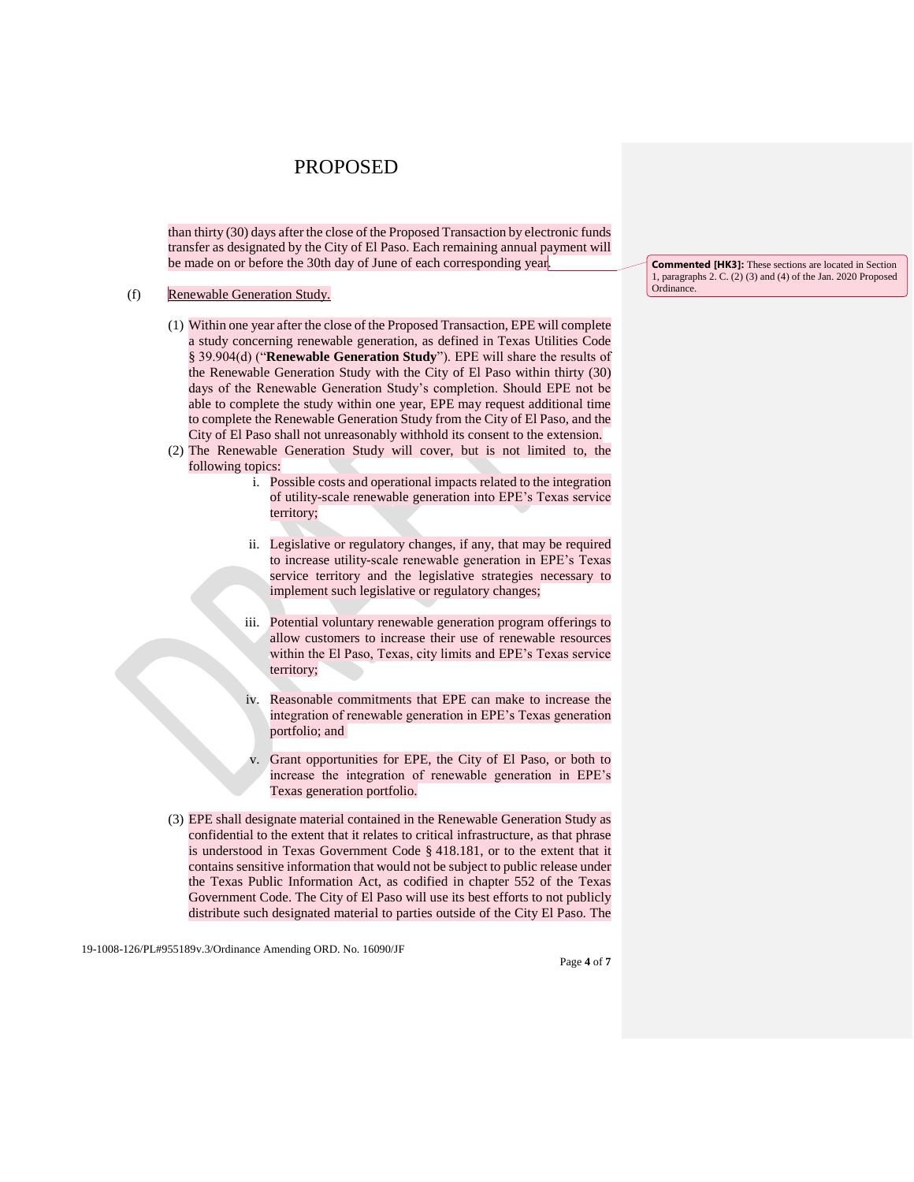PROPOSED

than thirty (30) days after the close of the Proposed Transaction by electronic funds transfer as designated by the City of El Paso. Each remaining annual payment will be made on or before the 30th day of June of each corresponding year.

**Commented [HK3]:** These sections are located in Section 1, paragraphs 2. C. (2) (3) and (4) of the Jan. 2020 Proposed Ordinance.

(f) Renewable Generation Study.

(1) Within one year after the close of the Proposed Transaction, EPE will complete a study concerning renewable generation, as defined in Texas Utilities Code § 39.904(d) ("**Renewable Generation Study**"). EPE will share the results of the Renewable Generation Study with the City of El Paso within thirty (30) days of the Renewable Generation Study's completion. Should EPE not be able to complete the study within one year, EPE may request additional time to complete the Renewable Generation Study from the City of El Paso, and the City of El Paso shall not unreasonably withhold its consent to the extension.

(2) The Renewable Generation Study will cover, but is not limited to, the following topics:

  i. Possible costs and operational impacts related to the integration of utility-scale renewable generation into EPE's Texas service territory;

  ii. Legislative or regulatory changes, if any, that may be required to increase utility-scale renewable generation in EPE's Texas service territory and the legislative strategies necessary to implement such legislative or regulatory changes;

  iii. Potential voluntary renewable generation program offerings to allow customers to increase their use of renewable resources within the El Paso, Texas, city limits and EPE's Texas service territory;

  iv. Reasonable commitments that EPE can make to increase the integration of renewable generation in EPE's Texas generation portfolio; and

  v. Grant opportunities for EPE, the City of El Paso, or both to increase the integration of renewable generation in EPE's Texas generation portfolio.

(3) EPE shall designate material contained in the Renewable Generation Study as confidential to the extent that it relates to critical infrastructure, as that phrase is understood in Texas Government Code § 418.181, or to the extent that it contains sensitive information that would not be subject to public release under the Texas Public Information Act, as codified in chapter 552 of the Texas Government Code. The City of El Paso will use its best efforts to not publicly distribute such designated material to parties outside of the City El Paso. The

19-1008-126/PL#955189v.3/Ordinance Amending ORD. No. 16090/JF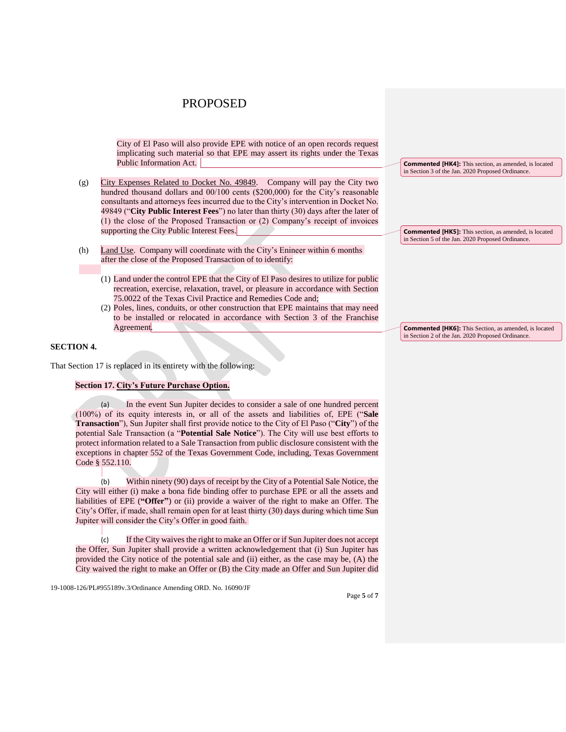# PROPOSED

City of El Paso will also provide EPE with notice of an open records request implicating such material so that EPE may assert its rights under the Texas Public Information Act.

> **Commented [HK4]:** This section, as amended, is located in Section 3 of the Jan. 2020 Proposed Ordinance.

(g) City Expenses Related to Docket No. 49849. Company will pay the City two hundred thousand dollars and 00/100 cents ($200,000) for the City's reasonable consultants and attorneys fees incurred due to the City's intervention in Docket No. 49849 ("**City Public Interest Fees**") no later than thirty (30) days after the later of (1) the close of the Proposed Transaction or (2) Company's receipt of invoices supporting the City Public Interest Fees.

> **Commented [HK5]:** This section, as amended, is located in Section 5 of the Jan. 2020 Proposed Ordinance.

(h) Land Use. Company will coordinate with the City's Enineer within 6 months after the close of the Proposed Transaction of to identify:

(1) Land under the control EPE that the City of El Paso desires to utilize for public recreation, exercise, relaxation, travel, or pleasure in accordance with Section 75.0022 of the Texas Civil Practice and Remedies Code and;

(2) Poles, lines, conduits, or other construction that EPE maintains that may need to be installed or relocated in accordance with Section 3 of the Franchise Agreement.

> **Commented [HK6]:** This Section, as amended, is located in Section 2 of the Jan. 2020 Proposed Ordinance.

**SECTION 4.**

That Section 17 is replaced in its entirety with the following:

**Section 17. City's Future Purchase Option.**

(a) In the event Sun Jupiter decides to consider a sale of one hundred percent (100%) of its equity interests in, or all of the assets and liabilities of, EPE ("**Sale Transaction**"), Sun Jupiter shall first provide notice to the City of El Paso ("**City**") of the potential Sale Transaction (a "**Potential Sale Notice**"). The City will use best efforts to protect information related to a Sale Transaction from public disclosure consistent with the exceptions in chapter 552 of the Texas Government Code, including, Texas Government Code § 552.110.

(b) Within ninety (90) days of receipt by the City of a Potential Sale Notice, the City will either (i) make a bona fide binding offer to purchase EPE or all the assets and liabilities of EPE (**"Offer"**) or (ii) provide a waiver of the right to make an Offer. The City's Offer, if made, shall remain open for at least thirty (30) days during which time Sun Jupiter will consider the City's Offer in good faith.

(c) If the City waives the right to make an Offer or if Sun Jupiter does not accept the Offer, Sun Jupiter shall provide a written acknowledgement that (i) Sun Jupiter has provided the City notice of the potential sale and (ii) either, as the case may be, (A) the City waived the right to make an Offer or (B) the City made an Offer and Sun Jupiter did

19-1008-126/PL#955189v.3/Ordinance Amending ORD. No. 16090/JF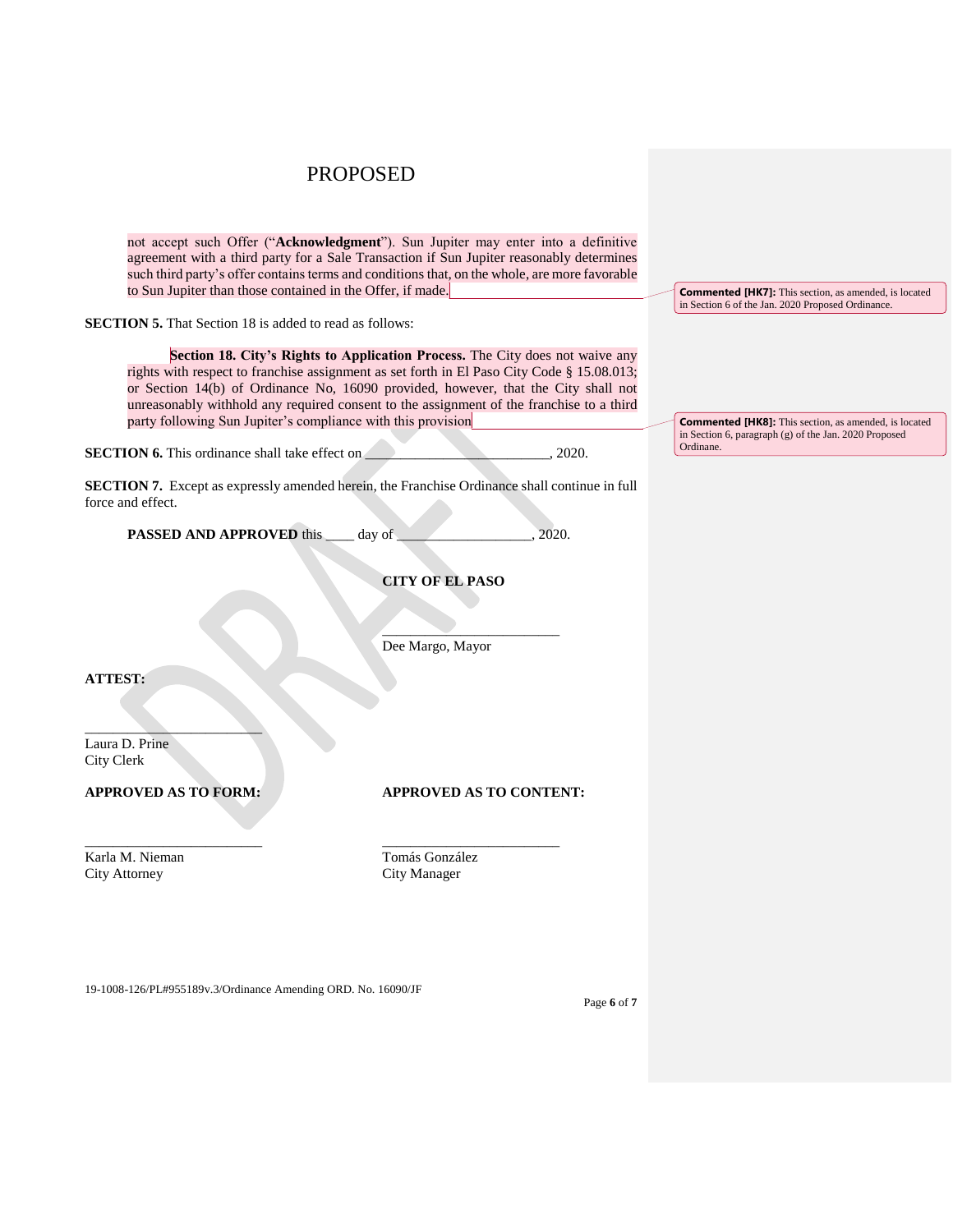PROPOSED

not accept such Offer ("**Acknowledgment**"). Sun Jupiter may enter into a definitive agreement with a third party for a Sale Transaction if Sun Jupiter reasonably determines such third party's offer contains terms and conditions that, on the whole, are more favorable to Sun Jupiter than those contained in the Offer, if made.

> **Commented [HK7]:** This section, as amended, is located in Section 6 of the Jan. 2020 Proposed Ordinance.

**SECTION 5.** That Section 18 is added to read as follows:

**Section 18. City's Rights to Application Process.** The City does not waive any rights with respect to franchise assignment as set forth in El Paso City Code § 15.08.013; or Section 14(b) of Ordinance No, 16090 provided, however, that the City shall not unreasonably withhold any required consent to the assignment of the franchise to a third party following Sun Jupiter's compliance with this provision

> **Commented [HK8]:** This section, as amended, is located in Section 6, paragraph (g) of the Jan. 2020 Proposed Ordinane.

**SECTION 6.** This ordinance shall take effect on \_\_\_\_\_\_\_\_\_\_\_\_\_\_\_\_\_\_\_\_\_\_\_\_\_, 2020.

**SECTION 7.** Except as expressly amended herein, the Franchise Ordinance shall continue in full force and effect.

**PASSED AND APPROVED** this \_\_\_\_ day of \_\_\_\_\_\_\_\_\_\_\_\_\_\_\_\_\_\_\_, 2020.

**CITY OF EL PASO**

\_\_\_\_\_\_\_\_\_\_\_\_\_\_\_\_\_\_\_\_\_\_\_\_\_
Dee Margo, Mayor

**ATTEST:**

\_\_\_\_\_\_\_\_\_\_\_\_\_\_\_\_\_\_\_\_\_\_\_\_\_
Laura D. Prine
City Clerk

**APPROVED AS TO FORM:**

\_\_\_\_\_\_\_\_\_\_\_\_\_\_\_\_\_\_\_\_\_\_\_\_\_
Karla M. Nieman
City Attorney

**APPROVED AS TO CONTENT:**

\_\_\_\_\_\_\_\_\_\_\_\_\_\_\_\_\_\_\_\_\_\_\_\_\_
Tomás González
City Manager

19-1008-126/PL#955189v.3/Ordinance Amending ORD. No. 16090/JF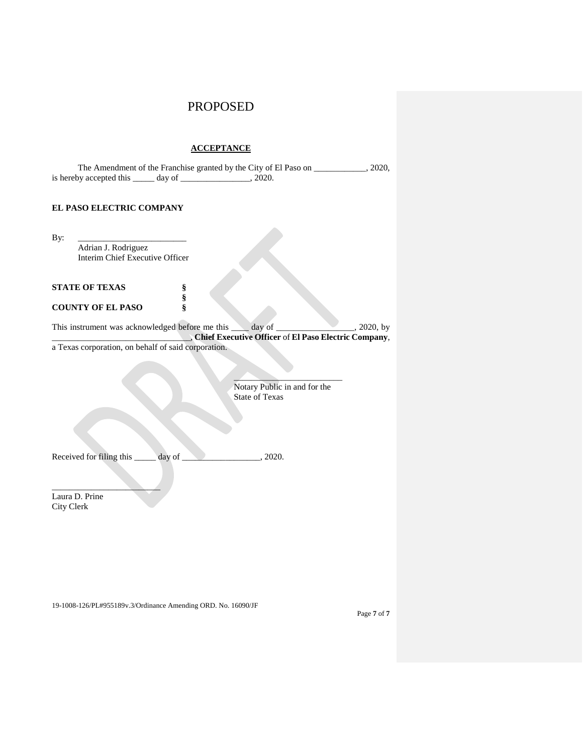PROPOSED

**ACCEPTANCE**

The Amendment of the Franchise granted by the City of El Paso on ____________, 2020, is hereby accepted this _____ day of ________________, 2020.

**EL PASO ELECTRIC COMPANY**

By: _________________________
Adrian J. Rodriguez
Interim Chief Executive Officer

**STATE OF TEXAS** §
§
**COUNTY OF EL PASO** §

This instrument was acknowledged before me this ____ day of __________________, 2020, by _______________________________, **Chief Executive Officer** of **El Paso Electric Company**, a Texas corporation, on behalf of said corporation.

_________________________
Notary Public in and for the
State of Texas

Received for filing this _____ day of __________________, 2020.

_________________________
Laura D. Prine
City Clerk

19-1008-126/PL#955189v.3/Ordinance Amending ORD. No. 16090/JF